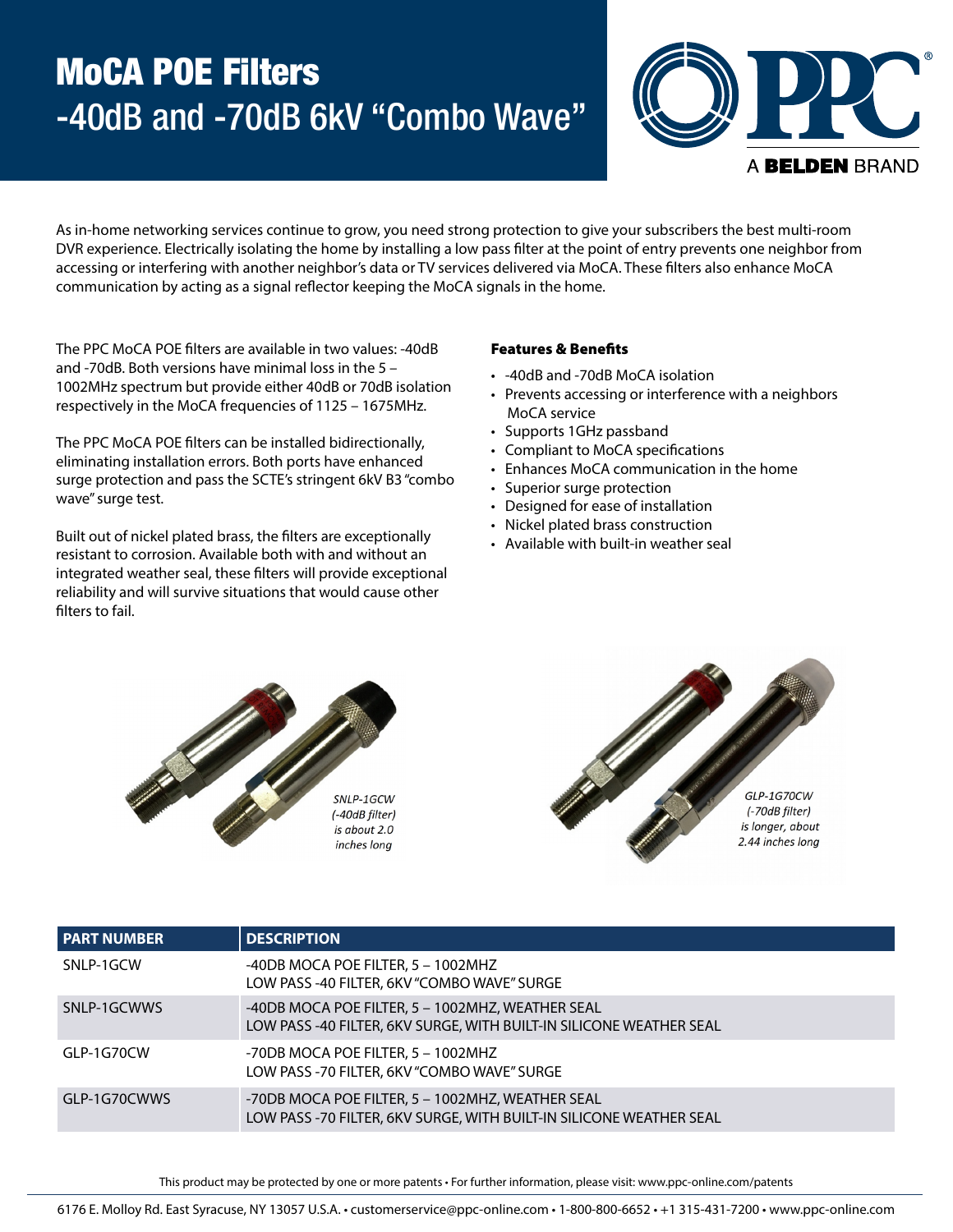# MoCA POE Filters
## -40dB and -70dB 6kV "Combo Wave"

PPC A BELDEN BRAND

As in-home networking services continue to grow, you need strong protection to give your subscribers the best multi-room DVR experience. Electrically isolating the home by installing a low pass filter at the point of entry prevents one neighbor from accessing or interfering with another neighbor's data or TV services delivered via MoCA. These filters also enhance MoCA communication by acting as a signal reflector keeping the MoCA signals in the home.

The PPC MoCA POE filters are available in two values: -40dB and -70dB. Both versions have minimal loss in the 5 – 1002MHz spectrum but provide either 40dB or 70dB isolation respectively in the MoCA frequencies of 1125 – 1675MHz.

The PPC MoCA POE filters can be installed bidirectionally, eliminating installation errors. Both ports have enhanced surge protection and pass the SCTE's stringent 6kV B3 "combo wave" surge test.

Built out of nickel plated brass, the filters are exceptionally resistant to corrosion. Available both with and without an integrated weather seal, these filters will provide exceptional reliability and will survive situations that would cause other filters to fail.

### Features & Benefits

- -40dB and -70dB MoCA isolation
- Prevents accessing or interference with a neighbors MoCA service
- Supports 1GHz passband
- Compliant to MoCA specifications
- Enhances MoCA communication in the home
- Superior surge protection
- Designed for ease of installation
- Nickel plated brass construction
- Available with built-in weather seal

*SNLP-1GCW (-40dB filter) is about 2.0 inches long*

*GLP-1G70CW (-70dB filter) is longer, about 2.44 inches long*

| PART NUMBER | DESCRIPTION |
|---|---|
| SNLP-1GCW | -40DB MOCA POE FILTER, 5 – 1002MHZ<br>LOW PASS -40 FILTER, 6KV "COMBO WAVE" SURGE |
| SNLP-1GCWWS | -40DB MOCA POE FILTER, 5 – 1002MHZ, WEATHER SEAL<br>LOW PASS -40 FILTER, 6KV SURGE, WITH BUILT-IN SILICONE WEATHER SEAL |
| GLP-1G70CW | -70DB MOCA POE FILTER, 5 – 1002MHZ<br>LOW PASS -70 FILTER, 6KV "COMBO WAVE" SURGE |
| GLP-1G70CWWS | -70DB MOCA POE FILTER, 5 – 1002MHZ, WEATHER SEAL<br>LOW PASS -70 FILTER, 6KV SURGE, WITH BUILT-IN SILICONE WEATHER SEAL |

This product may be protected by one or more patents • For further information, please visit: www.ppc-online.com/patents

6176 E. Molloy Rd. East Syracuse, NY 13057 U.S.A. • customerservice@ppc-online.com • 1-800-800-6652 • +1 315-431-7200 • www.ppc-online.com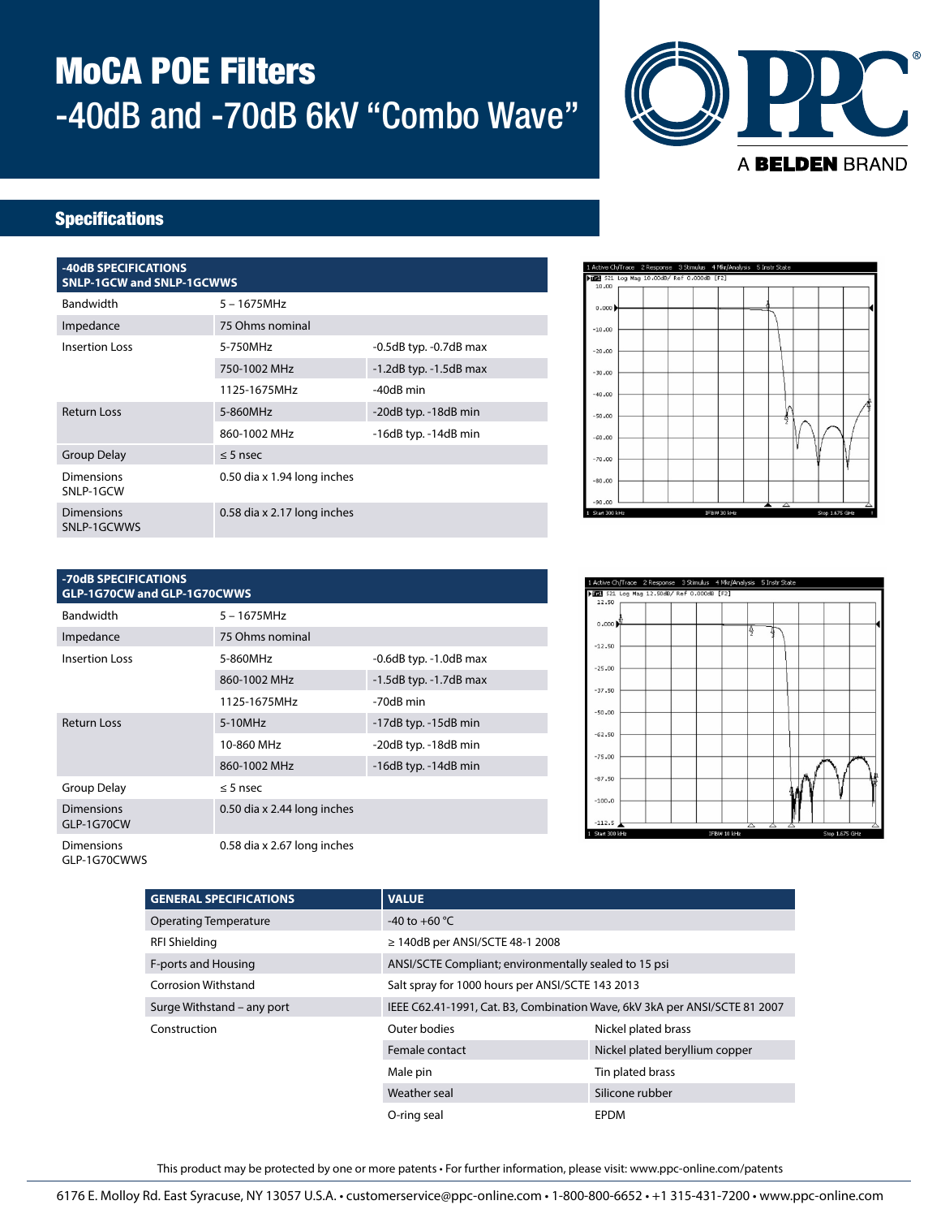# MoCA POE Filters

## -40dB and -70dB 6kV "Combo Wave"

## Specifications

| -40dB SPECIFICATIONS SNLP-1GCW and SNLP-1GCWWS | | |
|---|---|---|
| Bandwidth | 5 – 1675MHz | |
| Impedance | 75 Ohms nominal | |
| Insertion Loss | 5-750MHz | -0.5dB typ. -0.7dB max |
| | 750-1002 MHz | -1.2dB typ. -1.5dB max |
| | 1125-1675MHz | -40dB min |
| Return Loss | 5-860MHz | -20dB typ. -18dB min |
| | 860-1002 MHz | -16dB typ. -14dB min |
| Group Delay | ≤ 5 nsec | |
| Dimensions SNLP-1GCW | 0.50 dia x 1.94 long inches | |
| Dimensions SNLP-1GCWWS | 0.58 dia x 2.17 long inches | |

1 Active Ch/Trace 2 Response 3 Stimulus 4 Mkr/Analysis 5 Instr State
S21 Log Mag 10.00dB/ Ref 0.000dB [F2]
10.00
0.000
-10.00
-20.00
-30.00
-40.00
-50.00
-60.00
-70.00
-80.00
-90.00
1 Start 300 kHz IFBW 30 kHz Stop 1.675 GHz

| -70dB SPECIFICATIONS GLP-1G70CW and GLP-1G70CWWS | | |
|---|---|---|
| Bandwidth | 5 – 1675MHz | |
| Impedance | 75 Ohms nominal | |
| Insertion Loss | 5-860MHz | -0.6dB typ. -1.0dB max |
| | 860-1002 MHz | -1.5dB typ. -1.7dB max |
| | 1125-1675MHz | -70dB min |
| Return Loss | 5-10MHz | -17dB typ. -15dB min |
| | 10-860 MHz | -20dB typ. -18dB min |
| | 860-1002 MHz | -16dB typ. -14dB min |
| Group Delay | ≤ 5 nsec | |
| Dimensions GLP-1G70CW | 0.50 dia x 2.44 long inches | |
| Dimensions GLP-1G70CWWS | 0.58 dia x 2.67 long inches | |

1 Active Ch/Trace 2 Response 3 Stimulus 4 Mkr/Analysis 5 Instr State
S21 Log Mag 12.50dB/ Ref 0.000dB [F2]
12.50
0.000
-12.50
-25.00
-37.50
-50.00
-62.50
-75.00
-87.50
-100.0
-112.5
1 Start 300 kHz IFBW 10 kHz Stop 1.675 GHz

| GENERAL SPECIFICATIONS | VALUE | |
|---|---|---|
| Operating Temperature | -40 to +60 °C | |
| RFI Shielding | ≥ 140dB per ANSI/SCTE 48-1 2008 | |
| F-ports and Housing | ANSI/SCTE Compliant; environmentally sealed to 15 psi | |
| Corrosion Withstand | Salt spray for 1000 hours per ANSI/SCTE 143 2013 | |
| Surge Withstand – any port | IEEE C62.41-1991, Cat. B3, Combination Wave, 6kV 3kA per ANSI/SCTE 81 2007 | |
| Construction | Outer bodies | Nickel plated brass |
| | Female contact | Nickel plated beryllium copper |
| | Male pin | Tin plated brass |
| | Weather seal | Silicone rubber |
| | O-ring seal | EPDM |

This product may be protected by one or more patents • For further information, please visit: www.ppc-online.com/patents

6176 E. Molloy Rd. East Syracuse, NY 13057 U.S.A. • customerservice@ppc-online.com • 1-800-800-6652 • +1 315-431-7200 • www.ppc-online.com